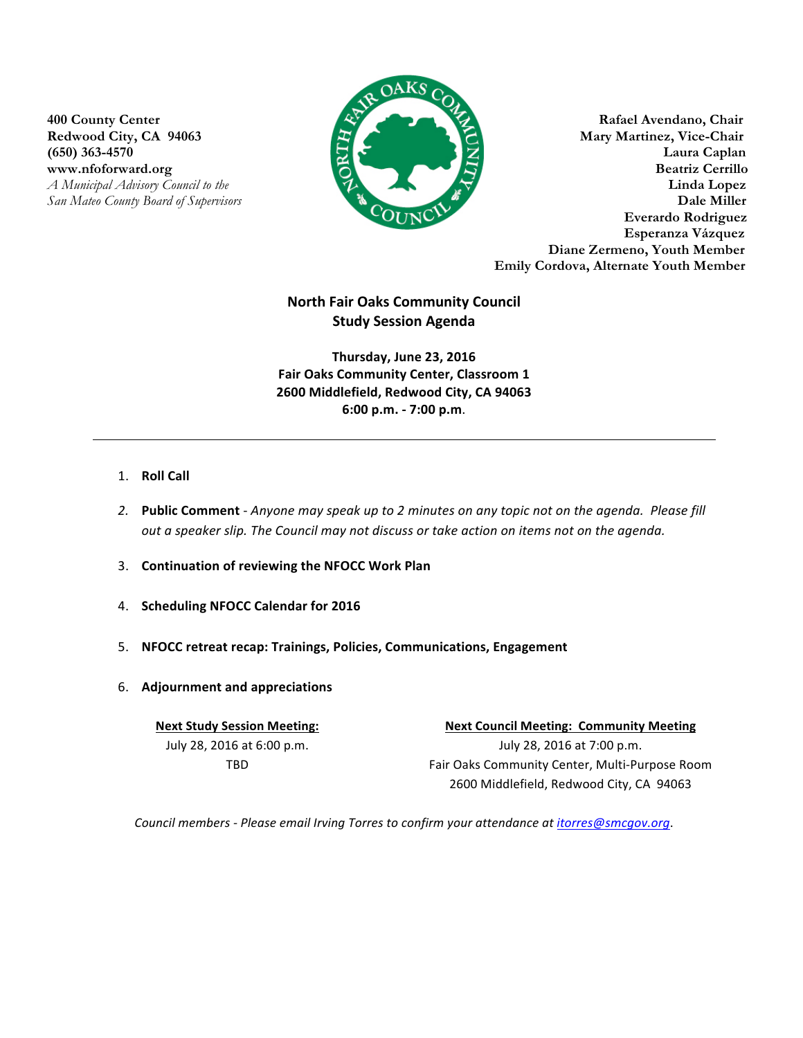**400 County Center**
**Redwood City, CA 94063**
**(650) 363-4570**
**www.nfoforward.org**
*A Municipal Advisory Council to the San Mateo County Board of Supervisors*

NORTH FAIR OAKS COMMUNITY COUNCIL

**Rafael Avendano, Chair**
**Mary Martinez, Vice-Chair**
**Laura Caplan**
**Beatriz Cerrillo**
**Linda Lopez**
**Dale Miller**
**Everardo Rodriguez**
**Esperanza Vázquez**
**Diane Zermeno, Youth Member**
**Emily Cordova, Alternate Youth Member**

# North Fair Oaks Community Council
## Study Session Agenda

**Thursday, June 23, 2016**
**Fair Oaks Community Center, Classroom 1**
**2600 Middlefield, Redwood City, CA 94063**
**6:00 p.m. - 7:00 p.m.**

---

1. **Roll Call**
2. **Public Comment** - *Anyone may speak up to 2 minutes on any topic not on the agenda. Please fill out a speaker slip. The Council may not discuss or take action on items not on the agenda.*
3. **Continuation of reviewing the NFOCC Work Plan**
4. **Scheduling NFOCC Calendar for 2016**
5. **NFOCC retreat recap: Trainings, Policies, Communications, Engagement**
6. **Adjournment and appreciations**

**Next Study Session Meeting:**
July 28, 2016 at 6:00 p.m.
TBD

**Next Council Meeting: Community Meeting**
July 28, 2016 at 7:00 p.m.
Fair Oaks Community Center, Multi-Purpose Room
2600 Middlefield, Redwood City, CA 94063

*Council members - Please email Irving Torres to confirm your attendance at itorres@smcgov.org.*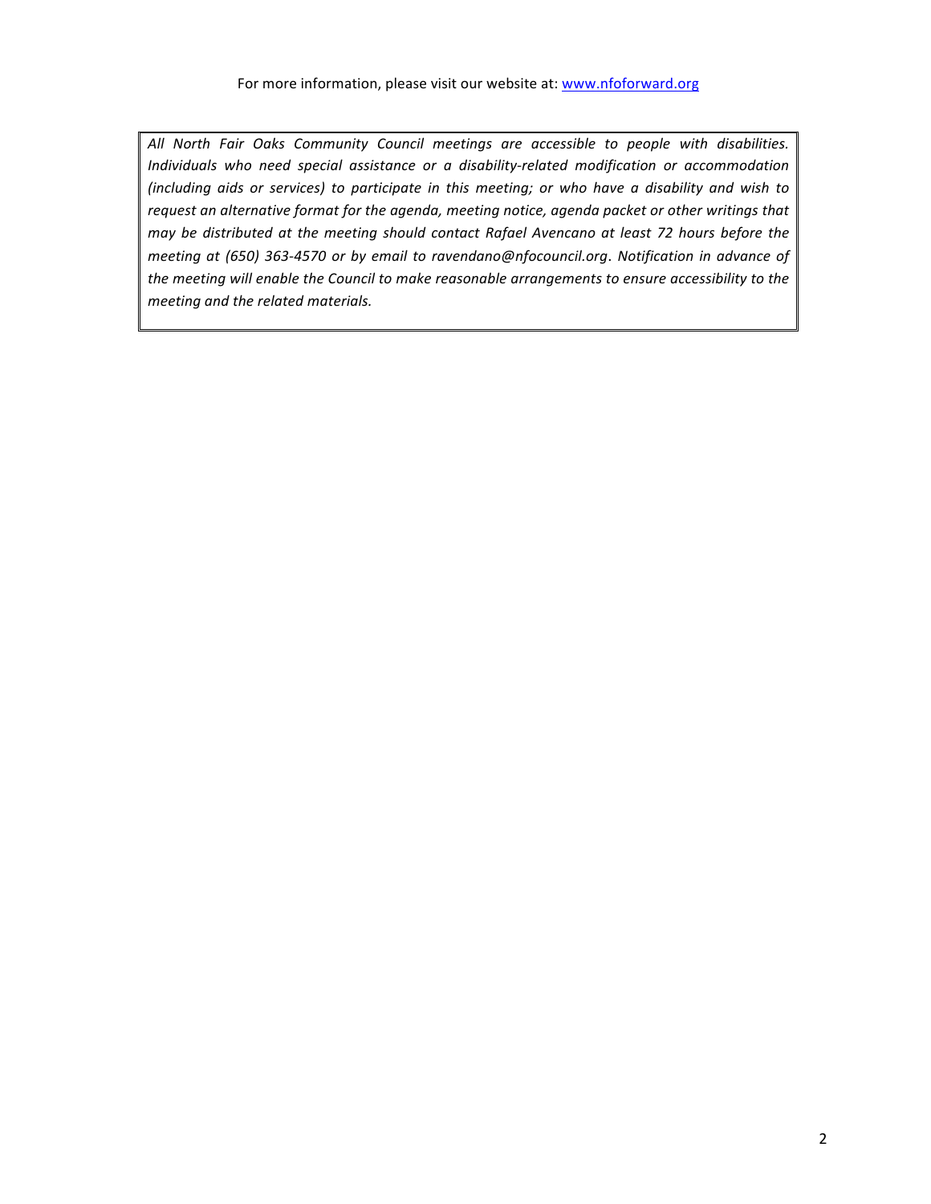For more information, please visit our website at: [www.nfoforward.org](http://www.nfoforward.org)

*All North Fair Oaks Community Council meetings are accessible to people with disabilities. Individuals who need special assistance or a disability-related modification or accommodation (including aids or services) to participate in this meeting; or who have a disability and wish to request an alternative format for the agenda, meeting notice, agenda packet or other writings that may be distributed at the meeting should contact Rafael Avencano at least 72 hours before the meeting at (650) 363-4570 or by email to ravendano@nfocouncil.org. Notification in advance of the meeting will enable the Council to make reasonable arrangements to ensure accessibility to the meeting and the related materials.*